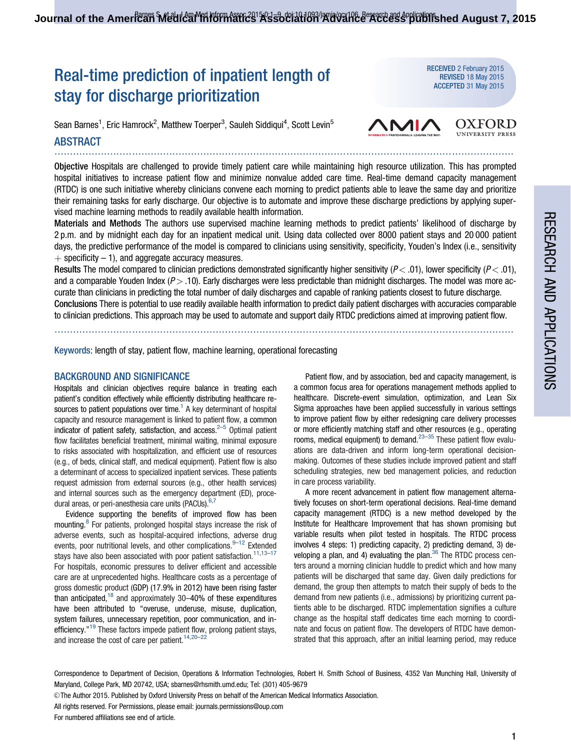# Real-time prediction of inpatient length of stay for discharge prioritization

RECEIVED 2 February 2015
REVISED 18 May 2015
ACCEPTED 31 May 2015

Sean Barnes[1], Eric Hamrock[2], Matthew Toerper[3], Sauleh Siddiqui[4], Scott Levin[5]

## ABSTRACT

**Objective** Hospitals are challenged to provide timely patient care while maintaining high resource utilization. This has prompted hospital initiatives to increase patient flow and minimize nonvalue added care time. Real-time demand capacity management (RTDC) is one such initiative whereby clinicians convene each morning to predict patients able to leave the same day and prioritize their remaining tasks for early discharge. Our objective is to automate and improve these discharge predictions by applying supervised machine learning methods to readily available health information.

**Materials and Methods** The authors use supervised machine learning methods to predict patients' likelihood of discharge by 2 p.m. and by midnight each day for an inpatient medical unit. Using data collected over 8000 patient stays and 20 000 patient days, the predictive performance of the model is compared to clinicians using sensitivity, specificity, Youden's Index (i.e., sensitivity + specificity − 1), and aggregate accuracy measures.

**Results** The model compared to clinician predictions demonstrated significantly higher sensitivity ($P < .01$), lower specificity ($P < .01$), and a comparable Youden Index ($P > .10$). Early discharges were less predictable than midnight discharges. The model was more accurate than clinicians in predicting the total number of daily discharges and capable of ranking patients closest to future discharge.

**Conclusions** There is potential to use readily available health information to predict daily patient discharges with accuracies comparable to clinician predictions. This approach may be used to automate and support daily RTDC predictions aimed at improving patient flow.

**Keywords**: length of stay, patient flow, machine learning, operational forecasting

## BACKGROUND AND SIGNIFICANCE

Hospitals and clinician objectives require balance in treating each patient's condition effectively while efficiently distributing healthcare resources to patient populations over time.[1] A key determinant of hospital capacity and resource management is linked to patient flow, a common indicator of patient safety, satisfaction, and access.[2–5] Optimal patient flow facilitates beneficial treatment, minimal waiting, minimal exposure to risks associated with hospitalization, and efficient use of resources (e.g., of beds, clinical staff, and medical equipment). Patient flow is also a determinant of access to specialized inpatient services. These patients request admission from external sources (e.g., other health services) and internal sources such as the emergency department (ED), procedural areas, or peri-anesthesia care units (PACUs).[6,7]

Evidence supporting the benefits of improved flow has been mounting.[8] For patients, prolonged hospital stays increase the risk of adverse events, such as hospital-acquired infections, adverse drug events, poor nutritional levels, and other complications.[9–12] Extended stays have also been associated with poor patient satisfaction.[11,13–17] For hospitals, economic pressures to deliver efficient and accessible care are at unprecedented highs. Healthcare costs as a percentage of gross domestic product (GDP) (17.9% in 2012) have been rising faster than anticipated,[18] and approximately 30–40% of these expenditures have been attributed to "overuse, underuse, misuse, duplication, system failures, unnecessary repetition, poor communication, and inefficiency."[19] These factors impede patient flow, prolong patient stays, and increase the cost of care per patient.[14,20–22]

Patient flow, and by association, bed and capacity management, is a common focus area for operations management methods applied to healthcare. Discrete-event simulation, optimization, and Lean Six Sigma approaches have been applied successfully in various settings to improve patient flow by either redesigning care delivery processes or more efficiently matching staff and other resources (e.g., operating rooms, medical equipment) to demand.[23–35] These patient flow evaluations are data-driven and inform long-term operational decision-making. Outcomes of these studies include improved patient and staff scheduling strategies, new bed management policies, and reduction in care process variability.

A more recent advancement in patient flow management alternatively focuses on short-term operational decisions. Real-time demand capacity management (RTDC) is a new method developed by the Institute for Healthcare Improvement that has shown promising but variable results when pilot tested in hospitals. The RTDC process involves 4 steps: 1) predicting capacity, 2) predicting demand, 3) developing a plan, and 4) evaluating the plan.[36] The RTDC process centers around a morning clinician huddle to predict which and how many patients will be discharged that same day. Given daily predictions for demand, the group then attempts to match their supply of beds to the demand from new patients (i.e., admissions) by prioritizing current patients able to be discharged. RTDC implementation signifies a culture change as the hospital staff dedicates time each morning to coordinate and focus on patient flow. The developers of RTDC have demonstrated that this approach, after an initial learning period, may reduce

Correspondence to Department of Decision, Operations & Information Technologies, Robert H. Smith School of Business, 4352 Van Munching Hall, University of Maryland, College Park, MD 20742, USA; sbarnes@rhsmith.umd.edu; Tel: (301) 405-9679

© The Author 2015. Published by Oxford University Press on behalf of the American Medical Informatics Association.
All rights reserved. For Permissions, please email: journals.permissions@oup.com

For numbered affiliations see end of article.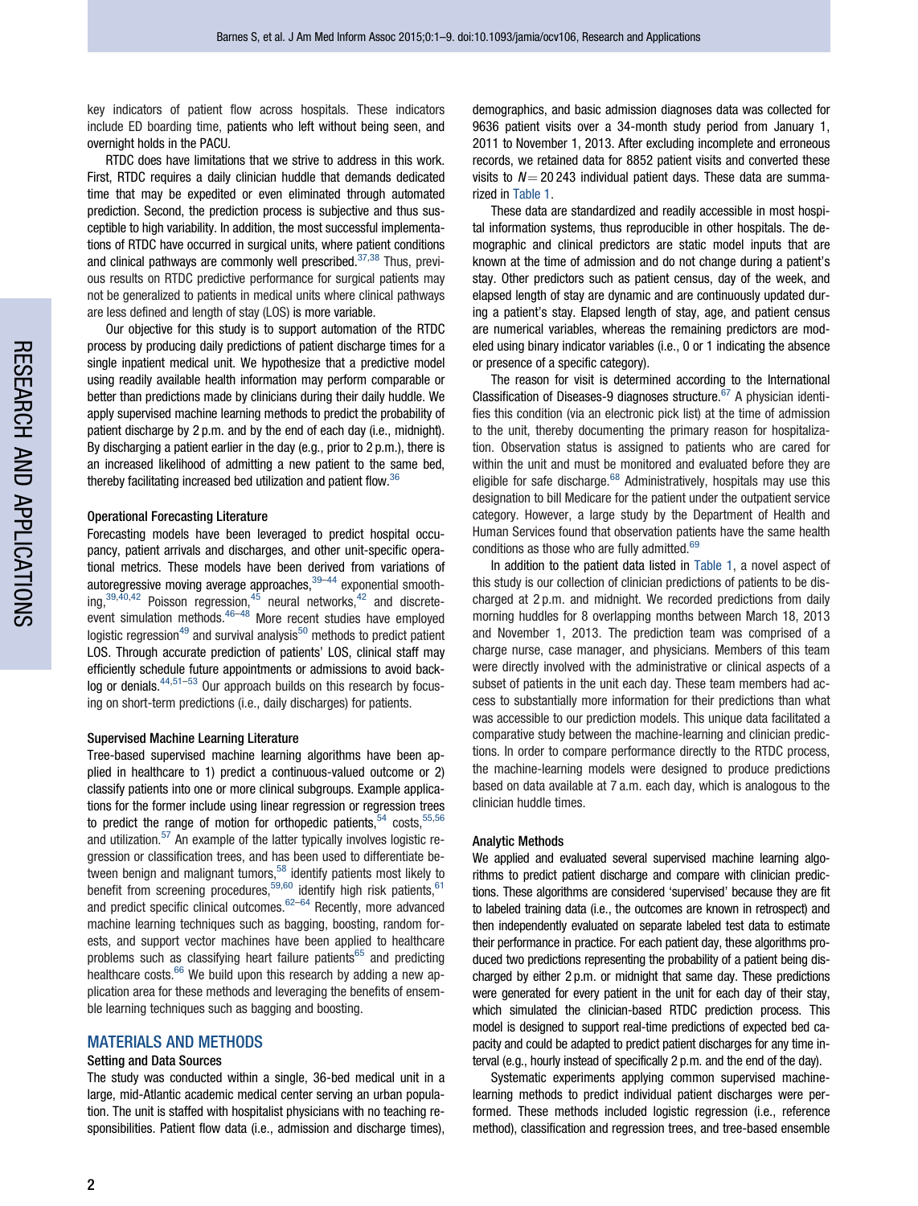key indicators of patient flow across hospitals. These indicators include ED boarding time, patients who left without being seen, and overnight holds in the PACU.

RTDC does have limitations that we strive to address in this work. First, RTDC requires a daily clinician huddle that demands dedicated time that may be expedited or even eliminated through automated prediction. Second, the prediction process is subjective and thus susceptible to high variability. In addition, the most successful implementations of RTDC have occurred in surgical units, where patient conditions and clinical pathways are commonly well prescribed.[37,38] Thus, previous results on RTDC predictive performance for surgical patients may not be generalized to patients in medical units where clinical pathways are less defined and length of stay (LOS) is more variable.

Our objective for this study is to support automation of the RTDC process by producing daily predictions of patient discharge times for a single inpatient medical unit. We hypothesize that a predictive model using readily available health information may perform comparable or better than predictions made by clinicians during their daily huddle. We apply supervised machine learning methods to predict the probability of patient discharge by 2 p.m. and by the end of each day (i.e., midnight). By discharging a patient earlier in the day (e.g., prior to 2 p.m.), there is an increased likelihood of admitting a new patient to the same bed, thereby facilitating increased bed utilization and patient flow.[36]

### Operational Forecasting Literature

Forecasting models have been leveraged to predict hospital occupancy, patient arrivals and discharges, and other unit-specific operational metrics. These models have been derived from variations of autoregressive moving average approaches,[39–44] exponential smoothing,[39,40,42] Poisson regression,[45] neural networks,[42] and discrete-event simulation methods.[46–48] More recent studies have employed logistic regression[49] and survival analysis[50] methods to predict patient LOS. Through accurate prediction of patients' LOS, clinical staff may efficiently schedule future appointments or admissions to avoid backlog or denials.[44,51–53] Our approach builds on this research by focusing on short-term predictions (i.e., daily discharges) for patients.

### Supervised Machine Learning Literature

Tree-based supervised machine learning algorithms have been applied in healthcare to 1) predict a continuous-valued outcome or 2) classify patients into one or more clinical subgroups. Example applications for the former include using linear regression or regression trees to predict the range of motion for orthopedic patients,[54] costs,[55,56] and utilization.[57] An example of the latter typically involves logistic regression or classification trees, and has been used to differentiate between benign and malignant tumors,[58] identify patients most likely to benefit from screening procedures,[59,60] identify high risk patients,[61] and predict specific clinical outcomes.[62–64] Recently, more advanced machine learning techniques such as bagging, boosting, random forests, and support vector machines have been applied to healthcare problems such as classifying heart failure patients[65] and predicting healthcare costs.[66] We build upon this research by adding a new application area for these methods and leveraging the benefits of ensemble learning techniques such as bagging and boosting.

## MATERIALS AND METHODS

### Setting and Data Sources

The study was conducted within a single, 36-bed medical unit in a large, mid-Atlantic academic medical center serving an urban population. The unit is staffed with hospitalist physicians with no teaching responsibilities. Patient flow data (i.e., admission and discharge times), demographics, and basic admission diagnoses data was collected for 9636 patient visits over a 34-month study period from January 1, 2011 to November 1, 2013. After excluding incomplete and erroneous records, we retained data for 8852 patient visits and converted these visits to $N = 20\,243$ individual patient days. These data are summarized in Table 1.

These data are standardized and readily accessible in most hospital information systems, thus reproducible in other hospitals. The demographic and clinical predictors are static model inputs that are known at the time of admission and do not change during a patient's stay. Other predictors such as patient census, day of the week, and elapsed length of stay are dynamic and are continuously updated during a patient's stay. Elapsed length of stay, age, and patient census are numerical variables, whereas the remaining predictors are modeled using binary indicator variables (i.e., 0 or 1 indicating the absence or presence of a specific category).

The reason for visit is determined according to the International Classification of Diseases-9 diagnoses structure.[67] A physician identifies this condition (via an electronic pick list) at the time of admission to the unit, thereby documenting the primary reason for hospitalization. Observation status is assigned to patients who are cared for within the unit and must be monitored and evaluated before they are eligible for safe discharge.[68] Administratively, hospitals may use this designation to bill Medicare for the patient under the outpatient service category. However, a large study by the Department of Health and Human Services found that observation patients have the same health conditions as those who are fully admitted.[69]

In addition to the patient data listed in Table 1, a novel aspect of this study is our collection of clinician predictions of patients to be discharged at 2 p.m. and midnight. We recorded predictions from daily morning huddles for 8 overlapping months between March 18, 2013 and November 1, 2013. The prediction team was comprised of a charge nurse, case manager, and physicians. Members of this team were directly involved with the administrative or clinical aspects of a subset of patients in the unit each day. These team members had access to substantially more information for their predictions than what was accessible to our prediction models. This unique data facilitated a comparative study between the machine-learning and clinician predictions. In order to compare performance directly to the RTDC process, the machine-learning models were designed to produce predictions based on data available at 7 a.m. each day, which is analogous to the clinician huddle times.

### Analytic Methods

We applied and evaluated several supervised machine learning algorithms to predict patient discharge and compare with clinician predictions. These algorithms are considered 'supervised' because they are fit to labeled training data (i.e., the outcomes are known in retrospect) and then independently evaluated on separate labeled test data to estimate their performance in practice. For each patient day, these algorithms produced two predictions representing the probability of a patient being discharged by either 2 p.m. or midnight that same day. These predictions were generated for every patient in the unit for each day of their stay, which simulated the clinician-based RTDC prediction process. This model is designed to support real-time predictions of expected bed capacity and could be adapted to predict patient discharges for any time interval (e.g., hourly instead of specifically 2 p.m. and the end of the day).

Systematic experiments applying common supervised machine-learning methods to predict individual patient discharges were performed. These methods included logistic regression (i.e., reference method), classification and regression trees, and tree-based ensemble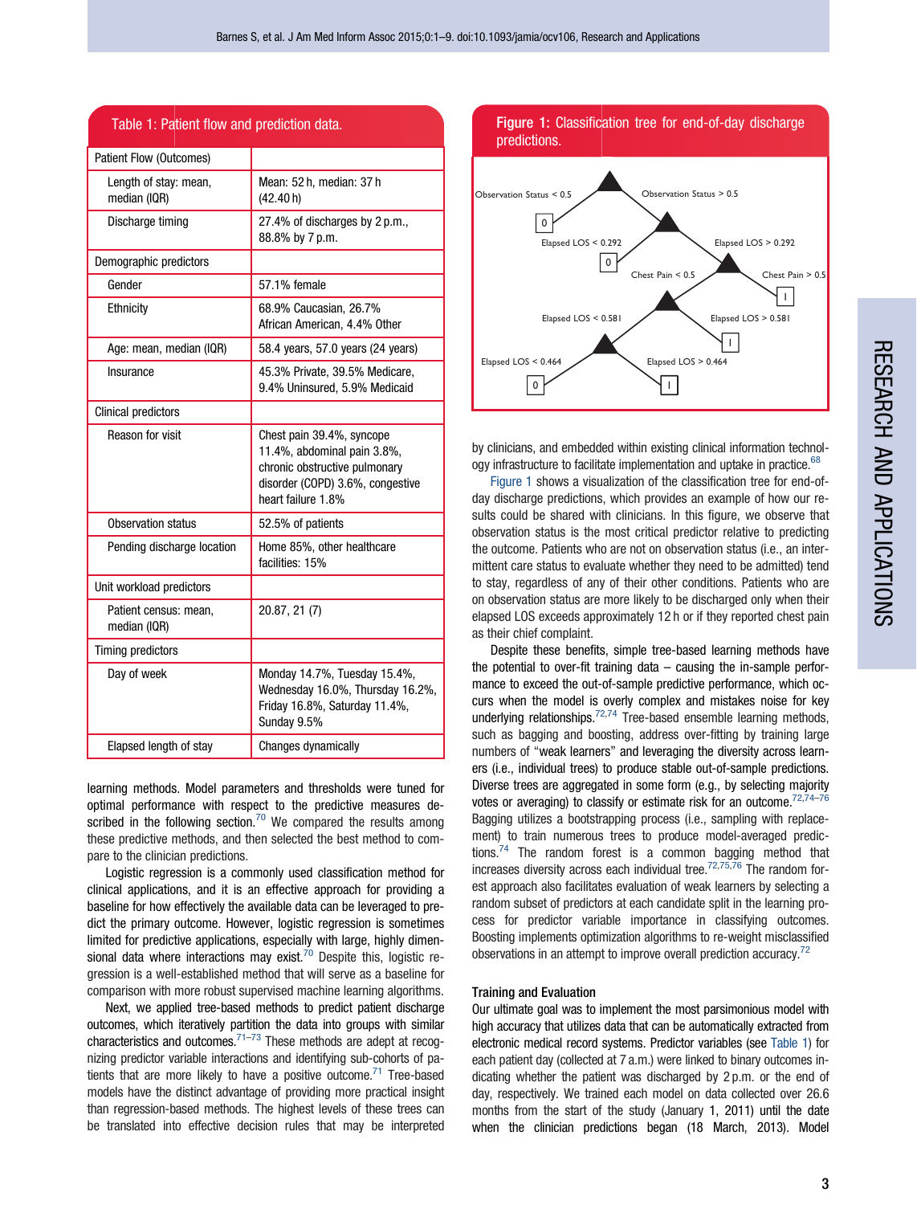**Table 1: Patient flow and prediction data.**

| | |
|---|---|
| Patient Flow (Outcomes) | |
| Length of stay: mean, median (IQR) | Mean: 52 h, median: 37 h (42.40 h) |
| Discharge timing | 27.4% of discharges by 2 p.m., 88.8% by 7 p.m. |
| Demographic predictors | |
| Gender | 57.1% female |
| Ethnicity | 68.9% Caucasian, 26.7% African American, 4.4% Other |
| Age: mean, median (IQR) | 58.4 years, 57.0 years (24 years) |
| Insurance | 45.3% Private, 39.5% Medicare, 9.4% Uninsured, 5.9% Medicaid |
| Clinical predictors | |
| Reason for visit | Chest pain 39.4%, syncope 11.4%, abdominal pain 3.8%, chronic obstructive pulmonary disorder (COPD) 3.6%, congestive heart failure 1.8% |
| Observation status | 52.5% of patients |
| Pending discharge location | Home 85%, other healthcare facilities: 15% |
| Unit workload predictors | |
| Patient census: mean, median (IQR) | 20.87, 21 (7) |
| Timing predictors | |
| Day of week | Monday 14.7%, Tuesday 15.4%, Wednesday 16.0%, Thursday 16.2%, Friday 16.8%, Saturday 11.4%, Sunday 9.5% |
| Elapsed length of stay | Changes dynamically |

learning methods. Model parameters and thresholds were tuned for optimal performance with respect to the predictive measures described in the following section.[70] We compared the results among these predictive methods, and then selected the best method to compare to the clinician predictions.

Logistic regression is a commonly used classification method for clinical applications, and it is an effective approach for providing a baseline for how effectively the available data can be leveraged to predict the primary outcome. However, logistic regression is sometimes limited for predictive applications, especially with large, highly dimensional data where interactions may exist.[70] Despite this, logistic regression is a well-established method that will serve as a baseline for comparison with more robust supervised machine learning algorithms.

Next, we applied tree-based methods to predict patient discharge outcomes, which iteratively partition the data into groups with similar characteristics and outcomes.[71–73] These methods are adept at recognizing predictor variable interactions and identifying sub-cohorts of patients that are more likely to have a positive outcome.[71] Tree-based models have the distinct advantage of providing more practical insight than regression-based methods. The highest levels of these trees can be translated into effective decision rules that may be interpreted by clinicians, and embedded within existing clinical information technology infrastructure to facilitate implementation and uptake in practice.[68]

**Figure 1:** Classification tree for end-of-day discharge predictions.

Figure 1 shows a visualization of the classification tree for end-of-day discharge predictions, which provides an example of how our results could be shared with clinicians. In this figure, we observe that observation status is the most critical predictor relative to predicting the outcome. Patients who are not on observation status (i.e., an intermittent care status to evaluate whether they need to be admitted) tend to stay, regardless of any of their other conditions. Patients who are on observation status are more likely to be discharged only when their elapsed LOS exceeds approximately 12 h or if they reported chest pain as their chief complaint.

Despite these benefits, simple tree-based learning methods have the potential to over-fit training data – causing the in-sample performance to exceed the out-of-sample predictive performance, which occurs when the model is overly complex and mistakes noise for key underlying relationships.[72,74] Tree-based ensemble learning methods, such as bagging and boosting, address over-fitting by training large numbers of "weak learners" and leveraging the diversity across learners (i.e., individual trees) to produce stable out-of-sample predictions. Diverse trees are aggregated in some form (e.g., by selecting majority votes or averaging) to classify or estimate risk for an outcome.[72,74–76] Bagging utilizes a bootstrapping process (i.e., sampling with replacement) to train numerous trees to produce model-averaged predictions.[74] The random forest is a common bagging method that increases diversity across each individual tree.[72,75,76] The random forest approach also facilitates evaluation of weak learners by selecting a random subset of predictors at each candidate split in the learning process for predictor variable importance in classifying outcomes. Boosting implements optimization algorithms to re-weight misclassified observations in an attempt to improve overall prediction accuracy.[72]

### Training and Evaluation

Our ultimate goal was to implement the most parsimonious model with high accuracy that utilizes data that can be automatically extracted from electronic medical record systems. Predictor variables (see Table 1) for each patient day (collected at 7 a.m.) were linked to binary outcomes indicating whether the patient was discharged by 2 p.m. or the end of day, respectively. We trained each model on data collected over 26.6 months from the start of the study (January 1, 2011) until the date when the clinician predictions began (18 March, 2013). Model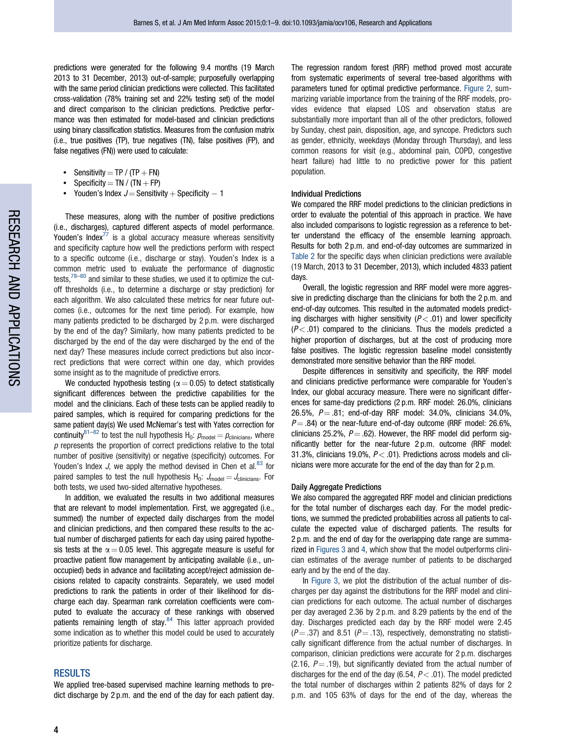predictions were generated for the following 9.4 months (19 March 2013 to 31 December, 2013) out-of-sample; purposefully overlapping with the same period clinician predictions were collected. This facilitated cross-validation (78% training set and 22% testing set) of the model and direct comparison to the clinician predictions. Predictive performance was then estimated for model-based and clinician predictions using binary classification statistics. Measures from the confusion matrix (i.e., true positives (TP), true negatives (TN), false positives (FP), and false negatives (FN)) were used to calculate:

- Sensitivity = TP / (TP + FN)
- Specificity = TN / (TN + FP)
- Youden's Index $J$ = Sensitivity + Specificity − 1

These measures, along with the number of positive predictions (i.e., discharges), captured different aspects of model performance. Youden's Index[77] is a global accuracy measure whereas sensitivity and specificity capture how well the predictions perform with respect to a specific outcome (i.e., discharge or stay). Youden's Index is a common metric used to evaluate the performance of diagnostic tests,[78–80] and similar to these studies, we used it to optimize the cutoff thresholds (i.e., to determine a discharge or stay prediction) for each algorithm. We also calculated these metrics for near future outcomes (i.e., outcomes for the next time period). For example, how many patients predicted to be discharged by 2 p.m. were discharged by the end of the day? Similarly, how many patients predicted to be discharged by the end of the day were discharged by the end of the next day? These measures include correct predictions but also incorrect predictions that were correct within one day, which provides some insight as to the magnitude of predictive errors.

We conducted hypothesis testing ($\alpha = 0.05$) to detect statistically significant differences between the predictive capabilities for the model and the clinicians. Each of these tests can be applied readily to paired samples, which is required for comparing predictions for the same patient day(s) We used McNemar's test with Yates correction for continuity[81–82] to test the null hypothesis $H_0$: $p_{\text{model}} = p_{\text{clinicians}}$, where $p$ represents the proportion of correct predictions relative to the total number of positive (sensitivity) or negative (specificity) outcomes. For Youden's Index $J$, we apply the method devised in Chen et al.[83] for paired samples to test the null hypothesis $H_0$: $J_{\text{model}} = J_{\text{clinicians}}$. For both tests, we used two-sided alternative hypotheses.

In addition, we evaluated the results in two additional measures that are relevant to model implementation. First, we aggregated (i.e., summed) the number of expected daily discharges from the model and clinician predictions, and then compared these results to the actual number of discharged patients for each day using paired hypothesis tests at the $\alpha = 0.05$ level. This aggregate measure is useful for proactive patient flow management by anticipating available (i.e., unoccupied) beds in advance and facilitating accept/reject admission decisions related to capacity constraints. Separately, we used model predictions to rank the patients in order of their likelihood for discharge each day. Spearman rank correlation coefficients were computed to evaluate the accuracy of these rankings with observed patients remaining length of stay.[84] This latter approach provided some indication as to whether this model could be used to accurately prioritize patients for discharge.

## RESULTS

We applied tree-based supervised machine learning methods to predict discharge by 2 p.m. and the end of the day for each patient day. The regression random forest (RRF) method proved most accurate from systematic experiments of several tree-based algorithms with parameters tuned for optimal predictive performance. Figure 2, summarizing variable importance from the training of the RRF models, provides evidence that elapsed LOS and observation status are substantially more important than all of the other predictors, followed by Sunday, chest pain, disposition, age, and syncope. Predictors such as gender, ethnicity, weekdays (Monday through Thursday), and less common reasons for visit (e.g., abdominal pain, COPD, congestive heart failure) had little to no predictive power for this patient population.

### Individual Predictions

We compared the RRF model predictions to the clinician predictions in order to evaluate the potential of this approach in practice. We have also included comparisons to logistic regression as a reference to better understand the efficacy of the ensemble learning approach. Results for both 2 p.m. and end-of-day outcomes are summarized in Table 2 for the specific days when clinician predictions were available (19 March, 2013 to 31 December, 2013), which included 4833 patient days.

Overall, the logistic regression and RRF model were more aggressive in predicting discharge than the clinicians for both the 2 p.m. and end-of-day outcomes. This resulted in the automated models predicting discharges with higher sensitivity ($P < .01$) and lower specificity ($P < .01$) compared to the clinicians. Thus the models predicted a higher proportion of discharges, but at the cost of producing more false positives. The logistic regression baseline model consistently demonstrated more sensitive behavior than the RRF model.

Despite differences in sensitivity and specificity, the RRF model and clinicians predictive performance were comparable for Youden's Index, our global accuracy measure. There were no significant differences for same-day predictions (2 p.m. RRF model: 26.0%, clinicians 26.5%, $P = .81$; end-of-day RRF model: 34.0%, clinicians 34.0%, $P = .84$) or the near-future end-of-day outcome (RRF model: 26.6%, clinicians 25.2%, $P = .62$). However, the RRF model did perform significantly better for the near-future 2 p.m. outcome (RRF model: 31.3%, clinicians 19.0%, $P < .01$). Predictions across models and clinicians were more accurate for the end of the day than for 2 p.m.

### Daily Aggregate Predictions

We also compared the aggregated RRF model and clinician predictions for the total number of discharges each day. For the model predictions, we summed the predicted probabilities across all patients to calculate the expected value of discharged patients. The results for 2 p.m. and the end of day for the overlapping date range are summarized in Figures 3 and 4, which show that the model outperforms clinician estimates of the average number of patients to be discharged early and by the end of the day.

In Figure 3, we plot the distribution of the actual number of discharges per day against the distributions for the RRF model and clinician predictions for each outcome. The actual number of discharges per day averaged 2.36 by 2 p.m. and 8.29 patients by the end of the day. Discharges predicted each day by the RRF model were 2.45 ($P = .37$) and 8.51 ($P = .13$), respectively, demonstrating no statistically significant difference from the actual number of discharges. In comparison, clinician predictions were accurate for 2 p.m. discharges (2.16, $P = .19$), but significantly deviated from the actual number of discharges for the end of the day (6.54, $P < .01$). The model predicted the total number of discharges within 2 patients 82% of days for 2 p.m. and 105 63% of days for the end of the day, whereas the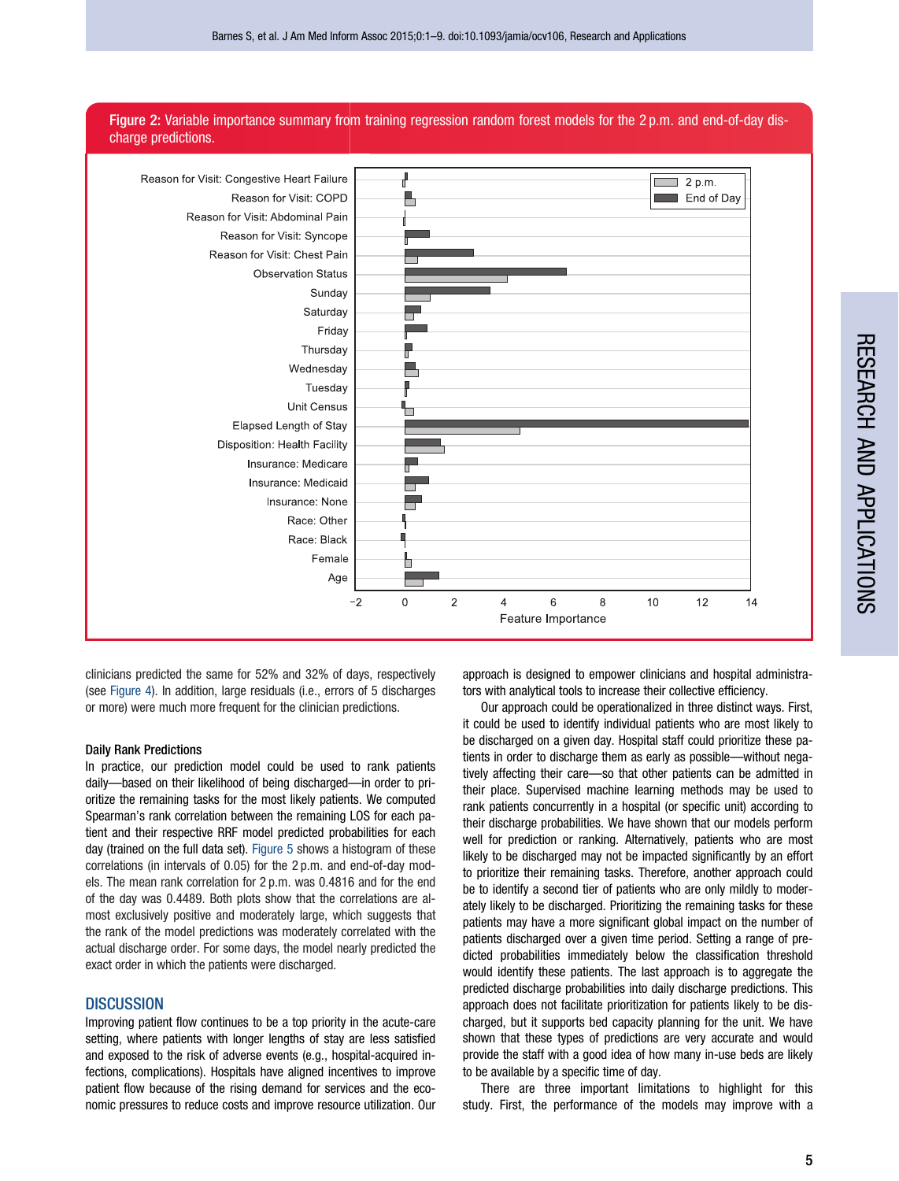Figure 2: Variable importance summary from training regression random forest models for the 2 p.m. and end-of-day discharge predictions.

clinicians predicted the same for 52% and 32% of days, respectively (see Figure 4). In addition, large residuals (i.e., errors of 5 discharges or more) were much more frequent for the clinician predictions.

### Daily Rank Predictions

In practice, our prediction model could be used to rank patients daily—based on their likelihood of being discharged—in order to prioritize the remaining tasks for the most likely patients. We computed Spearman's rank correlation between the remaining LOS for each patient and their respective RRF model predicted probabilities for each day (trained on the full data set). Figure 5 shows a histogram of these correlations (in intervals of 0.05) for the 2 p.m. and end-of-day models. The mean rank correlation for 2 p.m. was 0.4816 and for the end of the day was 0.4489. Both plots show that the correlations are almost exclusively positive and moderately large, which suggests that the rank of the model predictions was moderately correlated with the actual discharge order. For some days, the model nearly predicted the exact order in which the patients were discharged.

## DISCUSSION

Improving patient flow continues to be a top priority in the acute-care setting, where patients with longer lengths of stay are less satisfied and exposed to the risk of adverse events (e.g., hospital-acquired infections, complications). Hospitals have aligned incentives to improve patient flow because of the rising demand for services and the economic pressures to reduce costs and improve resource utilization. Our approach is designed to empower clinicians and hospital administrators with analytical tools to increase their collective efficiency.

Our approach could be operationalized in three distinct ways. First, it could be used to identify individual patients who are most likely to be discharged on a given day. Hospital staff could prioritize these patients in order to discharge them as early as possible—without negatively affecting their care—so that other patients can be admitted in their place. Supervised machine learning methods may be used to rank patients concurrently in a hospital (or specific unit) according to their discharge probabilities. We have shown that our models perform well for prediction or ranking. Alternatively, patients who are most likely to be discharged may not be impacted significantly by an effort to prioritize their remaining tasks. Therefore, another approach could be to identify a second tier of patients who are only mildly to moderately likely to be discharged. Prioritizing the remaining tasks for these patients may have a more significant global impact on the number of patients discharged over a given time period. Setting a range of predicted probabilities immediately below the classification threshold would identify these patients. The last approach is to aggregate the predicted discharge probabilities into daily discharge predictions. This approach does not facilitate prioritization for patients likely to be discharged, but it supports bed capacity planning for the unit. We have shown that these types of predictions are very accurate and would provide the staff with a good idea of how many in-use beds are likely to be available by a specific time of day.

There are three important limitations to highlight for this study. First, the performance of the models may improve with a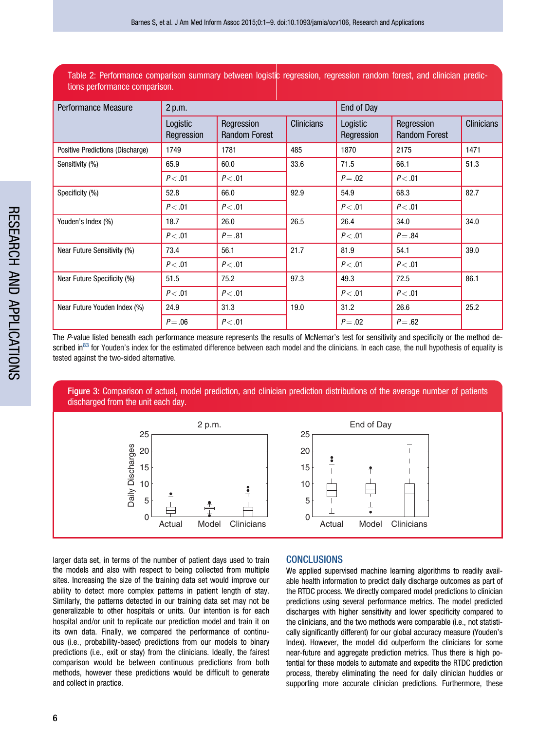Table 2: Performance comparison summary between logistic regression, regression random forest, and clinician predictions performance comparison.

| Performance Measure | 2 p.m. | | | End of Day | | |
|---|---|---|---|---|---|---|
| | Logistic Regression | Regression Random Forest | Clinicians | Logistic Regression | Regression Random Forest | Clinicians |
| Positive Predictions (Discharge) | 1749 | 1781 | 485 | 1870 | 2175 | 1471 |
| Sensitivity (%) | 65.9 | 60.0 | 33.6 | 71.5 | 66.1 | 51.3 |
| | $P < .01$ | $P < .01$ | | $P = .02$ | $P < .01$ | |
| Specificity (%) | 52.8 | 66.0 | 92.9 | 54.9 | 68.3 | 82.7 |
| | $P < .01$ | $P < .01$ | | $P < .01$ | $P < .01$ | |
| Youden's Index (%) | 18.7 | 26.0 | 26.5 | 26.4 | 34.0 | 34.0 |
| | $P < .01$ | $P = .81$ | | $P < .01$ | $P = .84$ | |
| Near Future Sensitivity (%) | 73.4 | 56.1 | 21.7 | 81.9 | 54.1 | 39.0 |
| | $P < .01$ | $P < .01$ | | $P < .01$ | $P < .01$ | |
| Near Future Specificity (%) | 51.5 | 75.2 | 97.3 | 49.3 | 72.5 | 86.1 |
| | $P < .01$ | $P < .01$ | | $P < .01$ | $P < .01$ | |
| Near Future Youden Index (%) | 24.9 | 31.3 | 19.0 | 31.2 | 26.6 | 25.2 |
| | $P = .06$ | $P < .01$ | | $P = .02$ | $P = .62$ | |

The *P*-value listed beneath each performance measure represents the results of McNemar's test for sensitivity and specificity or the method described in[83] for Youden's index for the estimated difference between each model and the clinicians. In each case, the null hypothesis of equality is tested against the two-sided alternative.

Figure 3: Comparison of actual, model prediction, and clinician prediction distributions of the average number of patients discharged from the unit each day.

larger data set, in terms of the number of patient days used to train the models and also with respect to being collected from multiple sites. Increasing the size of the training data set would improve our ability to detect more complex patterns in patient length of stay. Similarly, the patterns detected in our training data set may not be generalizable to other hospitals or units. Our intention is for each hospital and/or unit to replicate our prediction model and train it on its own data. Finally, we compared the performance of continuous (i.e., probability-based) predictions from our models to binary predictions (i.e., exit or stay) from the clinicians. Ideally, the fairest comparison would be between continuous predictions from both methods, however these predictions would be difficult to generate and collect in practice.

## CONCLUSIONS

We applied supervised machine learning algorithms to readily available health information to predict daily discharge outcomes as part of the RTDC process. We directly compared model predictions to clinician predictions using several performance metrics. The model predicted discharges with higher sensitivity and lower specificity compared to the clinicians, and the two methods were comparable (i.e., not statistically significantly different) for our global accuracy measure (Youden's Index). However, the model did outperform the clinicians for some near-future and aggregate prediction metrics. Thus there is high potential for these models to automate and expedite the RTDC prediction process, thereby eliminating the need for daily clinician huddles or supporting more accurate clinician predictions. Furthermore, these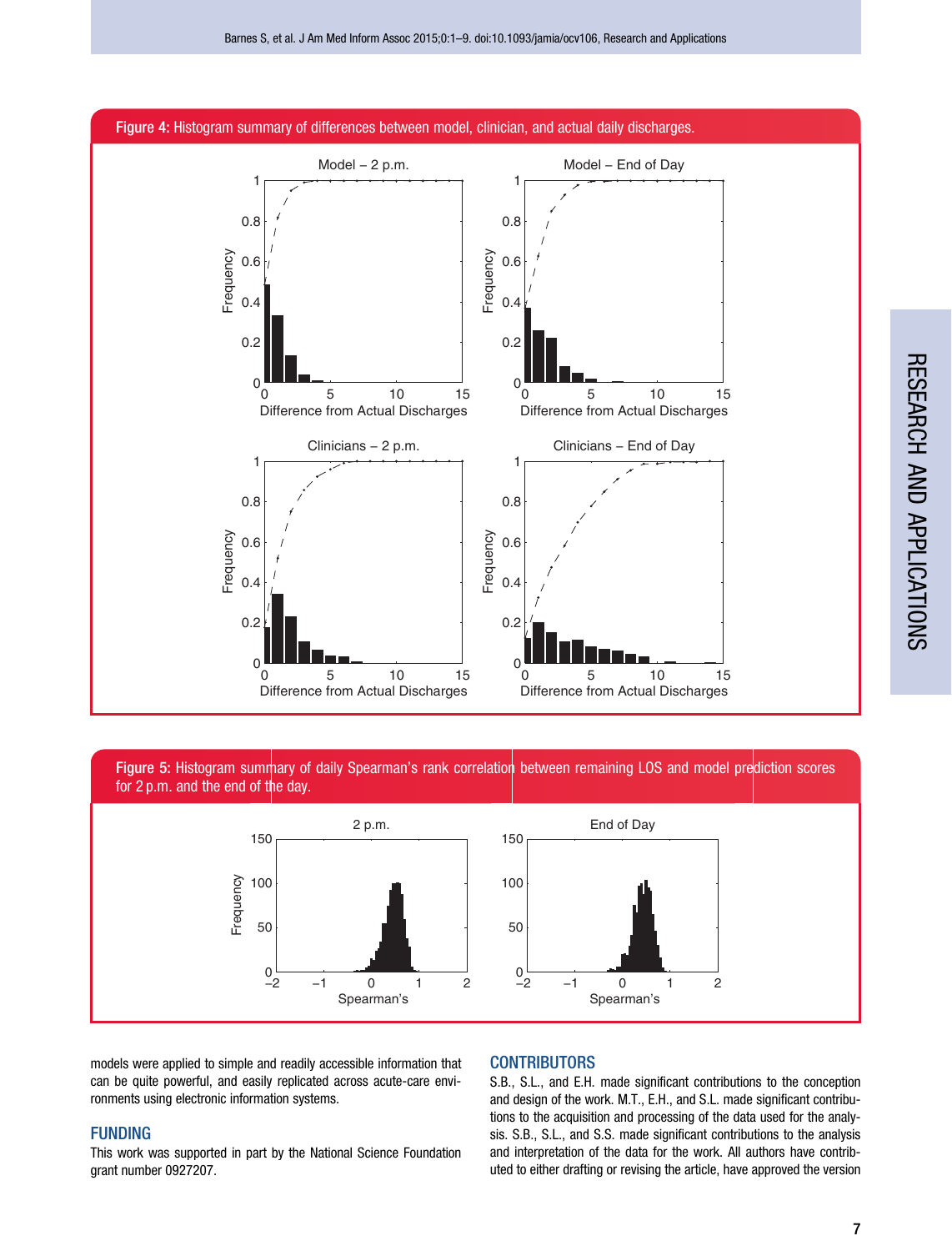Figure 4: Histogram summary of differences between model, clinician, and actual daily discharges.

Figure 5: Histogram summary of daily Spearman's rank correlation between remaining LOS and model prediction scores for 2 p.m. and the end of the day.

models were applied to simple and readily accessible information that can be quite powerful, and easily replicated across acute-care environments using electronic information systems.

## FUNDING

This work was supported in part by the National Science Foundation grant number 0927207.

## CONTRIBUTORS

S.B., S.L., and E.H. made significant contributions to the conception and design of the work. M.T., E.H., and S.L. made significant contributions to the acquisition and processing of the data used for the analysis. S.B., S.L., and S.S. made significant contributions to the analysis and interpretation of the data for the work. All authors have contributed to either drafting or revising the article, have approved the version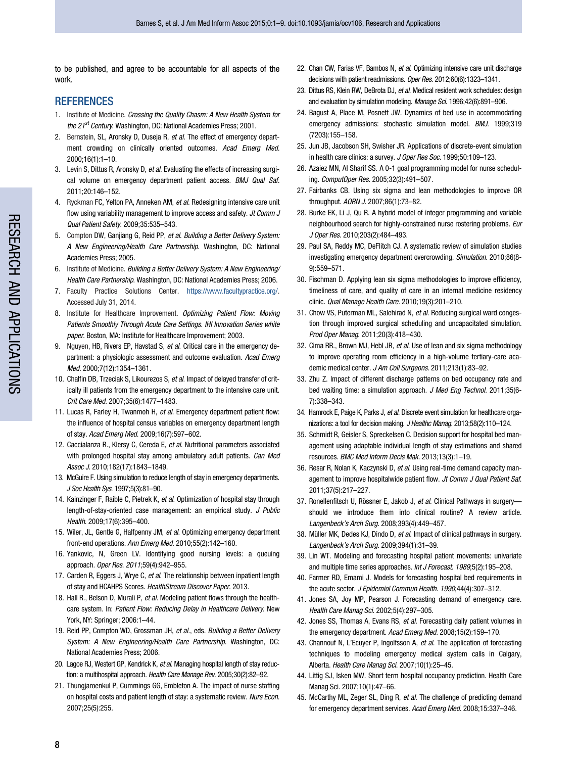to be published, and agree to be accountable for all aspects of the work.

## REFERENCES

1. Institute of Medicine. *Crossing the Quality Chasm: A New Health System for the 21st Century.* Washington, DC: National Academies Press; 2001.
2. Bernstein, SL, Aronsky D, Duseja R, *et al.* The effect of emergency department crowding on clinically oriented outcomes. *Acad Emerg Med.* 2000;16(1):1–10.
3. Levin S, Dittus R, Aronsky D, *et al.* Evaluating the effects of increasing surgical volume on emergency department patient access. *BMJ Qual Saf.* 2011;20:146–152.
4. Ryckman FC, Yelton PA, Anneken AM, *et al.* Redesigning intensive care unit flow using variability management to improve access and safety. *Jt Comm J Qual Patient Safety.* 2009;35:535–543.
5. Compton DW, Ganjiang G, Reid PP, *et al. Building a Better Delivery System: A New Engineering/Health Care Partnership.* Washington, DC: National Academies Press; 2005.
6. Institute of Medicine. *Building a Better Delivery System: A New Engineering/Health Care Partnership.* Washington, DC: National Academies Press; 2006.
7. Faculty Practice Solutions Center. https://www.facultypractice.org/. Accessed July 31, 2014.
8. Institute for Healthcare Improvement. *Optimizing Patient Flow: Moving Patients Smoothly Through Acute Care Settings. IHI Innovation Series white paper.* Boston, MA: Institute for Healthcare Improvement; 2003.
9. Nguyen, HB, Rivers EP, Havstad S, *et al.* Critical care in the emergency department: a physiologic assessment and outcome evaluation. *Acad Emerg Med.* 2000;7(12):1354–1361.
10. Chalfin DB, Trzeciak S, Likourezos S, *et al.* Impact of delayed transfer of critically ill patients from the emergency department to the intensive care unit. *Crit Care Med.* 2007;35(6):1477–1483.
11. Lucas R, Farley H, Twanmoh H, *et al.* Emergency department patient flow: the influence of hospital census variables on emergency department length of stay. *Acad Emerg Med.* 2009;16(7):597–602.
12. Caccialanza R., Klersy C, Cereda E, *et al.* Nutritional parameters associated with prolonged hospital stay among ambulatory adult patients. *Can Med Assoc J.* 2010;182(17):1843–1849.
13. McGuire F. Using simulation to reduce length of stay in emergency departments. *J Soc Health Sys.* 1997;5(3):81–90.
14. Kainzinger F, Raible C, Pietrek K, *et al.* Optimization of hospital stay through length-of-stay-oriented case management: an empirical study. *J Public Health.* 2009;17(6):395–400.
15. Wiler, JL, Gentle G, Halfpenny JM, *et al.* Optimizing emergency department front-end operations. *Ann Emerg Med.* 2010;55(2):142–160.
16. Yankovic, N, Green LV. Identifying good nursing levels: a queuing approach. *Oper Res. 2011*;59(4):942–955.
17. Carden R, Eggers J, Wrye C, *et al.* The relationship between inpatient length of stay and HCAHPS Scores. *HealthStream Discover Paper.* 2013.
18. Hall R., Belson D, Murali P, *et al.* Modeling patient flows through the healthcare system. In: *Patient Flow: Reducing Delay in Healthcare Delivery.* New York, NY: Springer; 2006:1–44.
19. Reid PP, Compton WD, Grossman JH, *et al.*, eds. *Building a Better Delivery System: A New Engineering/Health Care Partnership.* Washington, DC: National Academies Press; 2006.
20. Lagoe RJ, Westert GP, Kendrick K, *et al.* Managing hospital length of stay reduction: a multihospital approach. *Health Care Manage Rev.* 2005;30(2):82–92.
21. Thungjaroenkul P, Cummings GG, Embleton A. The impact of nurse staffing on hospital costs and patient length of stay: a systematic review. *Nurs Econ.* 2007;25(5):255.
22. Chan CW, Farias VF, Bambos N, *et al.* Optimizing intensive care unit discharge decisions with patient readmissions. *Oper Res.* 2012;60(6):1323–1341.
23. Dittus RS, Klein RW, DeBrota DJ, *et al.* Medical resident work schedules: design and evaluation by simulation modeling. *Manage Sci.* 1996;42(6):891–906.
24. Bagust A, Place M, Posnett JW. Dynamics of bed use in accommodating emergency admissions: stochastic simulation model. *BMJ.* 1999;319 (7203):155–158.
25. Jun JB, Jacobson SH, Swisher JR. Applications of discrete-event simulation in health care clinics: a survey. *J Oper Res Soc.* 1999;50:109–123.
26. Azaiez MN, Al Sharif SS. A 0-1 goal programming model for nurse scheduling. *ComputOper Res.* 2005;32(3):491–507.
27. Fairbanks CB. Using six sigma and lean methodologies to improve OR throughput. *AORN J.* 2007;86(1):73–82.
28. Burke EK, Li J, Qu R. A hybrid model of integer programming and variable neighbourhood search for highly-constrained nurse rostering problems. *Eur J Oper Res.* 2010;203(2):484–493.
29. Paul SA, Reddy MC, DeFlitch CJ. A systematic review of simulation studies investigating emergency department overcrowding. *Simulation.* 2010;86(8-9):559–571.
30. Fischman D. Applying lean six sigma methodologies to improve efficiency, timeliness of care, and quality of care in an internal medicine residency clinic. *Qual Manage Health Care.* 2010;19(3):201–210.
31. Chow VS, Puterman ML, Salehirad N, *et al.* Reducing surgical ward congestion through improved surgical scheduling and uncapacitated simulation. *Prod Oper Manag.* 2011;20(3):418–430.
32. Cima RR., Brown MJ, Hebl JR, *et al.* Use of lean and six sigma methodology to improve operating room efficiency in a high-volume tertiary-care academic medical center. *J Am Coll Surgeons.* 2011;213(1):83–92.
33. Zhu Z. Impact of different discharge patterns on bed occupancy rate and bed waiting time: a simulation approach. *J Med Eng Technol.* 2011;35(6-7):338–343.
34. Hamrock E, Paige K, Parks J, *et al.* Discrete event simulation for healthcare organizations: a tool for decision making. *J Healthc Manag.* 2013;58(2):110–124.
35. Schmidt R, Geisler S, Spreckelsen C. Decision support for hospital bed management using adaptable individual length of stay estimations and shared resources. *BMC Med Inform Decis Mak.* 2013;13(1):1–19.
36. Resar R, Nolan K, Kaczynski D, *et al.* Using real-time demand capacity management to improve hospitalwide patient flow. *Jt Comm J Qual Patient Saf.* 2011;37(5):217–227.
37. Ronellenfitsch U, Rössner E, Jakob J, *et al.* Clinical Pathways in surgery—should we introduce them into clinical routine? A review article. *Langenbeck's Arch Surg.* 2008;393(4):449–457.
38. Müller MK, Dedes KJ, Dindo D, *et al.* Impact of clinical pathways in surgery. *Langenbeck's Arch Surg.* 2009;394(1):31–39.
39. Lin WT. Modeling and forecasting hospital patient movements: univariate and multiple time series approaches. *Int J Forecast. 1989*;5(2):195–208.
40. Farmer RD, Emami J. Models for forecasting hospital bed requirements in the acute sector. *J Epidemiol Commun Health. 1990*;44(4):307–312.
41. Jones SA, Joy MP, Pearson J. Forecasting demand of emergency care. *Health Care Manag Sci.* 2002;5(4):297–305.
42. Jones SS, Thomas A, Evans RS, *et al.* Forecasting daily patient volumes in the emergency department. *Acad Emerg Med.* 2008;15(2):159–170.
43. Channouf N, L'Ecuyer P, Ingolfsson A, *et al.* The application of forecasting techniques to modeling emergency medical system calls in Calgary, Alberta. *Health Care Manag Sci.* 2007;10(1):25–45.
44. Littig SJ, Isken MW. Short term hospital occupancy prediction. Health Care Manag Sci. 2007;10(1):47–66.
45. McCarthy ML, Zeger SL, Ding R, *et al.* The challenge of predicting demand for emergency department services. *Acad Emerg Med.* 2008;15:337–346.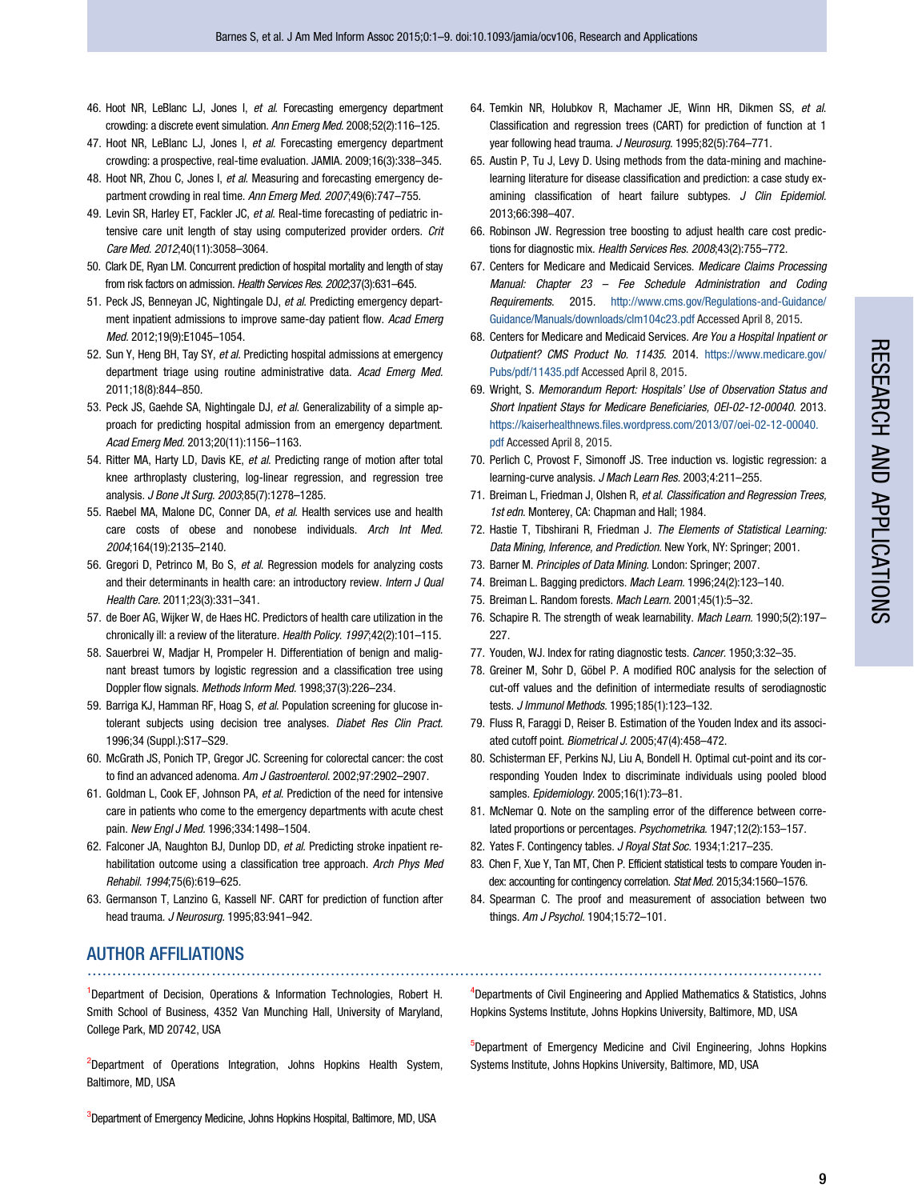46. Hoot NR, LeBlanc LJ, Jones I, *et al.* Forecasting emergency department crowding: a discrete event simulation. *Ann Emerg Med.* 2008;52(2):116–125.
47. Hoot NR, LeBlanc LJ, Jones I, *et al.* Forecasting emergency department crowding: a prospective, real-time evaluation. JAMIA. 2009;16(3):338–345.
48. Hoot NR, Zhou C, Jones I, *et al.* Measuring and forecasting emergency department crowding in real time. *Ann Emerg Med. 2007*;49(6):747–755.
49. Levin SR, Harley ET, Fackler JC, *et al.* Real-time forecasting of pediatric intensive care unit length of stay using computerized provider orders. *Crit Care Med. 2012*;40(11):3058–3064.
50. Clark DE, Ryan LM. Concurrent prediction of hospital mortality and length of stay from risk factors on admission. *Health Services Res. 2002*;37(3):631–645.
51. Peck JS, Benneyan JC, Nightingale DJ, *et al.* Predicting emergency department inpatient admissions to improve same-day patient flow. *Acad Emerg Med.* 2012;19(9):E1045–1054.
52. Sun Y, Heng BH, Tay SY, *et al.* Predicting hospital admissions at emergency department triage using routine administrative data. *Acad Emerg Med.* 2011;18(8):844–850.
53. Peck JS, Gaehde SA, Nightingale DJ, *et al.* Generalizability of a simple approach for predicting hospital admission from an emergency department. *Acad Emerg Med.* 2013;20(11):1156–1163.
54. Ritter MA, Harty LD, Davis KE, *et al.* Predicting range of motion after total knee arthroplasty clustering, log-linear regression, and regression tree analysis. *J Bone Jt Surg. 2003*;85(7):1278–1285.
55. Raebel MA, Malone DC, Conner DA, *et al.* Health services use and health care costs of obese and nonobese individuals. *Arch Int Med. 2004*;164(19):2135–2140.
56. Gregori D, Petrinco M, Bo S, *et al.* Regression models for analyzing costs and their determinants in health care: an introductory review. *Intern J Qual Health Care.* 2011;23(3):331–341.
57. de Boer AG, Wijker W, de Haes HC. Predictors of health care utilization in the chronically ill: a review of the literature. *Health Policy. 1997*;42(2):101–115.
58. Sauerbrei W, Madjar H, Prompeler H. Differentiation of benign and malignant breast tumors by logistic regression and a classification tree using Doppler flow signals. *Methods Inform Med.* 1998;37(3):226–234.
59. Barriga KJ, Hamman RF, Hoag S, *et al.* Population screening for glucose intolerant subjects using decision tree analyses. *Diabet Res Clin Pract.* 1996;34 (Suppl.):S17–S29.
60. McGrath JS, Ponich TP, Gregor JC. Screening for colorectal cancer: the cost to find an advanced adenoma. *Am J Gastroenterol.* 2002;97:2902–2907.
61. Goldman L, Cook EF, Johnson PA, *et al.* Prediction of the need for intensive care in patients who come to the emergency departments with acute chest pain. *New Engl J Med.* 1996;334:1498–1504.
62. Falconer JA, Naughton BJ, Dunlop DD, *et al.* Predicting stroke inpatient rehabilitation outcome using a classification tree approach. *Arch Phys Med Rehabil. 1994*;75(6):619–625.
63. Germanson T, Lanzino G, Kassell NF. CART for prediction of function after head trauma. *J Neurosurg.* 1995;83:941–942.
64. Temkin NR, Holubkov R, Machamer JE, Winn HR, Dikmen SS, *et al.* Classification and regression trees (CART) for prediction of function at 1 year following head trauma. *J Neurosurg.* 1995;82(5):764–771.
65. Austin P, Tu J, Levy D. Using methods from the data-mining and machine-learning literature for disease classification and prediction: a case study examining classification of heart failure subtypes. *J Clin Epidemiol.* 2013;66:398–407.
66. Robinson JW. Regression tree boosting to adjust health care cost predictions for diagnostic mix. *Health Services Res. 2008*;43(2):755–772.
67. Centers for Medicare and Medicaid Services. *Medicare Claims Processing Manual: Chapter 23 – Fee Schedule Administration and Coding Requirements.* 2015. http://www.cms.gov/Regulations-and-Guidance/Guidance/Manuals/downloads/clm104c23.pdf Accessed April 8, 2015.
68. Centers for Medicare and Medicaid Services. *Are You a Hospital Inpatient or Outpatient? CMS Product No. 11435.* 2014. https://www.medicare.gov/Pubs/pdf/11435.pdf Accessed April 8, 2015.
69. Wright, S. *Memorandum Report: Hospitals' Use of Observation Status and Short Inpatient Stays for Medicare Beneficiaries, OEI-02-12-00040.* 2013. https://kaiserhealthnews.files.wordpress.com/2013/07/oei-02-12-00040.pdf Accessed April 8, 2015.
70. Perlich C, Provost F, Simonoff JS. Tree induction vs. logistic regression: a learning-curve analysis. *J Mach Learn Res.* 2003;4:211–255.
71. Breiman L, Friedman J, Olshen R, *et al. Classification and Regression Trees, 1st edn.* Monterey, CA: Chapman and Hall; 1984.
72. Hastie T, Tibshirani R, Friedman J. *The Elements of Statistical Learning: Data Mining, Inference, and Prediction.* New York, NY: Springer; 2001.
73. Barner M. *Principles of Data Mining.* London: Springer; 2007.
74. Breiman L. Bagging predictors. *Mach Learn.* 1996;24(2):123–140.
75. Breiman L. Random forests. *Mach Learn.* 2001;45(1):5–32.
76. Schapire R. The strength of weak learnability. *Mach Learn.* 1990;5(2):197–227.
77. Youden, WJ. Index for rating diagnostic tests. *Cancer.* 1950;3:32–35.
78. Greiner M, Sohr D, Göbel P. A modified ROC analysis for the selection of cut-off values and the definition of intermediate results of serodiagnostic tests. *J Immunol Methods.* 1995;185(1):123–132.
79. Fluss R, Faraggi D, Reiser B. Estimation of the Youden Index and its associated cutoff point. *Biometrical J.* 2005;47(4):458–472.
80. Schisterman EF, Perkins NJ, Liu A, Bondell H. Optimal cut-point and its corresponding Youden Index to discriminate individuals using pooled blood samples. *Epidemiology.* 2005;16(1):73–81.
81. McNemar Q. Note on the sampling error of the difference between correlated proportions or percentages. *Psychometrika.* 1947;12(2):153–157.
82. Yates F. Contingency tables. *J Royal Stat Soc.* 1934;1:217–235.
83. Chen F, Xue Y, Tan MT, Chen P. Efficient statistical tests to compare Youden index: accounting for contingency correlation. *Stat Med.* 2015;34:1560–1576.
84. Spearman C. The proof and measurement of association between two things. *Am J Psychol.* 1904;15:72–101.

## AUTHOR AFFILIATIONS

[1]Department of Decision, Operations & Information Technologies, Robert H. Smith School of Business, 4352 Van Munching Hall, University of Maryland, College Park, MD 20742, USA

[2]Department of Operations Integration, Johns Hopkins Health System, Baltimore, MD, USA

[3]Department of Emergency Medicine, Johns Hopkins Hospital, Baltimore, MD, USA

[4]Departments of Civil Engineering and Applied Mathematics & Statistics, Johns Hopkins Systems Institute, Johns Hopkins University, Baltimore, MD, USA

[5]Department of Emergency Medicine and Civil Engineering, Johns Hopkins Systems Institute, Johns Hopkins University, Baltimore, MD, USA